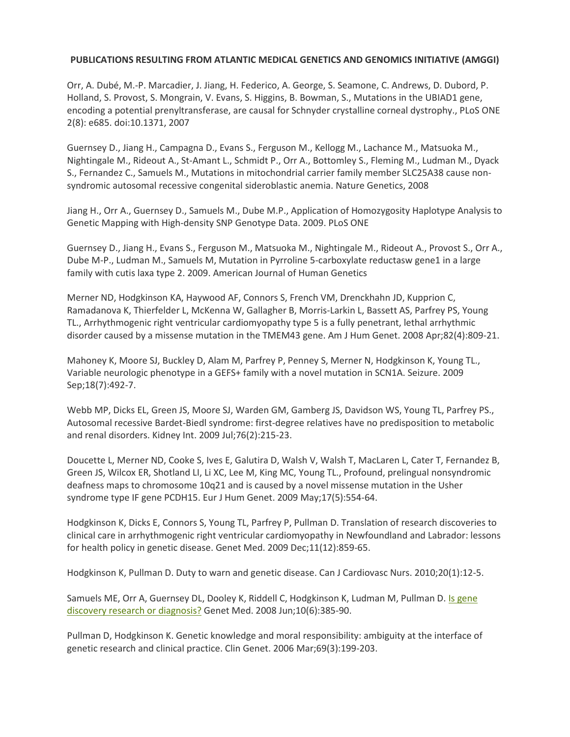**PUBLICATIONS RESULTING FROM ATLANTIC MEDICAL GENETICS AND GENOMICS INITIATIVE (AMGGI)**

Orr, A. Dubé, M.-P. Marcadier, J. Jiang, H. Federico, A. George, S. Seamone, C. Andrews, D. Dubord, P. Holland, S. Provost, S. Mongrain, V. Evans, S. Higgins, B. Bowman, S., Mutations in the UBIAD1 gene, encoding a potential prenyltransferase, are causal for Schnyder crystalline corneal dystrophy., PLoS ONE 2(8): e685. doi:10.1371, 2007

Guernsey D., Jiang H., Campagna D., Evans S., Ferguson M., Kellogg M., Lachance M., Matsuoka M., Nightingale M., Rideout A., St-Amant L., Schmidt P., Orr A., Bottomley S., Fleming M., Ludman M., Dyack S., Fernandez C., Samuels M., Mutations in mitochondrial carrier family member SLC25A38 cause non-syndromic autosomal recessive congenital sideroblastic anemia. Nature Genetics, 2008

Jiang H., Orr A., Guernsey D., Samuels M., Dube M.P., Application of Homozygosity Haplotype Analysis to Genetic Mapping with High-density SNP Genotype Data. 2009. PLoS ONE

Guernsey D., Jiang H., Evans S., Ferguson M., Matsuoka M., Nightingale M., Rideout A., Provost S., Orr A., Dube M-P., Ludman M., Samuels M, Mutation in Pyrroline 5-carboxylate reductasw gene1 in a large family with cutis laxa type 2. 2009. American Journal of Human Genetics

Merner ND, Hodgkinson KA, Haywood AF, Connors S, French VM, Drenckhahn JD, Kupprion C, Ramadanova K, Thierfelder L, McKenna W, Gallagher B, Morris-Larkin L, Bassett AS, Parfrey PS, Young TL., Arrhythmogenic right ventricular cardiomyopathy type 5 is a fully penetrant, lethal arrhythmic disorder caused by a missense mutation in the TMEM43 gene. Am J Hum Genet. 2008 Apr;82(4):809-21.

Mahoney K, Moore SJ, Buckley D, Alam M, Parfrey P, Penney S, Merner N, Hodgkinson K, Young TL., Variable neurologic phenotype in a GEFS+ family with a novel mutation in SCN1A. Seizure. 2009 Sep;18(7):492-7.

Webb MP, Dicks EL, Green JS, Moore SJ, Warden GM, Gamberg JS, Davidson WS, Young TL, Parfrey PS., Autosomal recessive Bardet-Biedl syndrome: first-degree relatives have no predisposition to metabolic and renal disorders. Kidney Int. 2009 Jul;76(2):215-23.

Doucette L, Merner ND, Cooke S, Ives E, Galutira D, Walsh V, Walsh T, MacLaren L, Cater T, Fernandez B, Green JS, Wilcox ER, Shotland LI, Li XC, Lee M, King MC, Young TL., Profound, prelingual nonsyndromic deafness maps to chromosome 10q21 and is caused by a novel missense mutation in the Usher syndrome type IF gene PCDH15. Eur J Hum Genet. 2009 May;17(5):554-64.

Hodgkinson K, Dicks E, Connors S, Young TL, Parfrey P, Pullman D. Translation of research discoveries to clinical care in arrhythmogenic right ventricular cardiomyopathy in Newfoundland and Labrador: lessons for health policy in genetic disease. Genet Med. 2009 Dec;11(12):859-65.

Hodgkinson K, Pullman D. Duty to warn and genetic disease. Can J Cardiovasc Nurs. 2010;20(1):12-5.

Samuels ME, Orr A, Guernsey DL, Dooley K, Riddell C, Hodgkinson K, Ludman M, Pullman D. Is gene discovery research or diagnosis? Genet Med. 2008 Jun;10(6):385-90.

Pullman D, Hodgkinson K. Genetic knowledge and moral responsibility: ambiguity at the interface of genetic research and clinical practice. Clin Genet. 2006 Mar;69(3):199-203.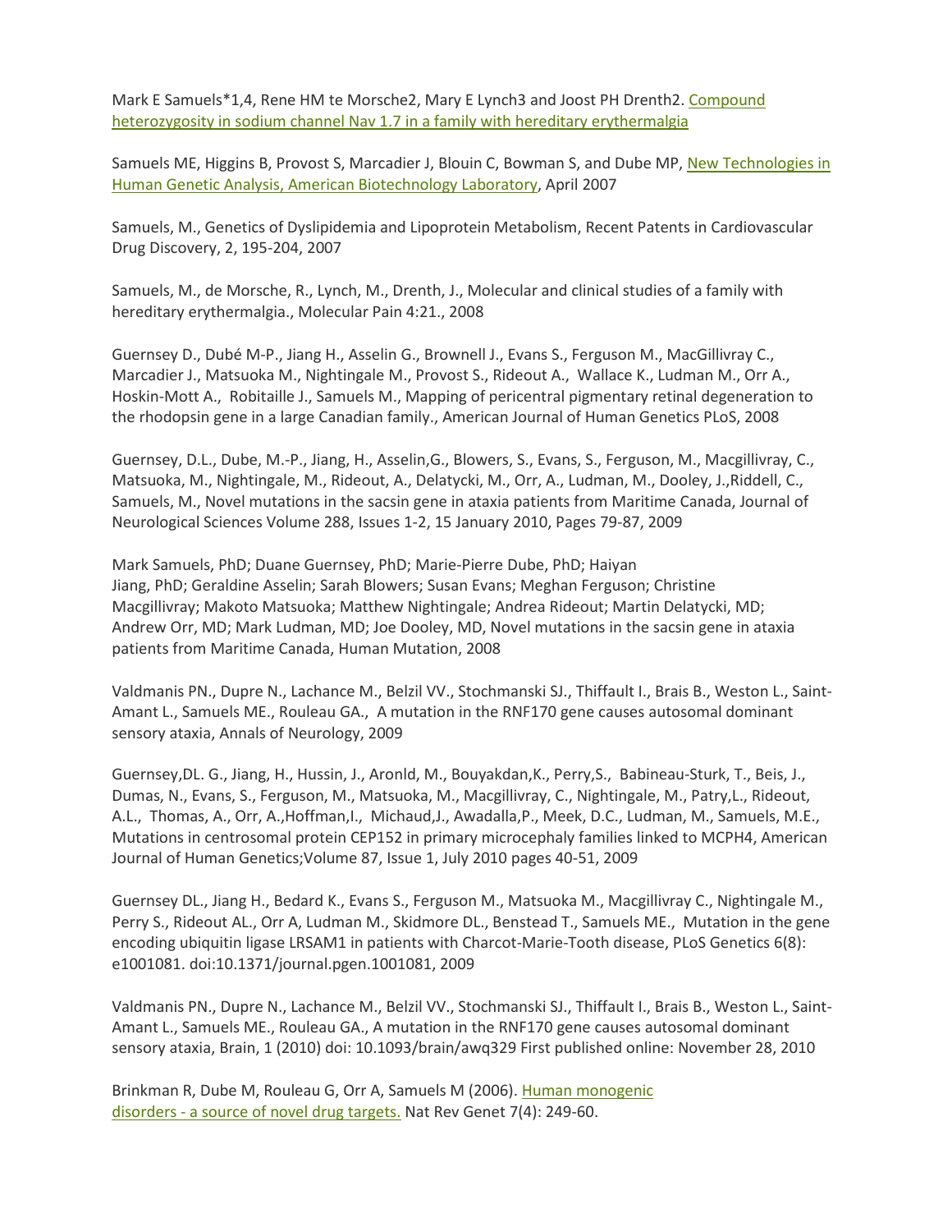Mark E Samuels*1,4, Rene HM te Morsche2, Mary E Lynch3 and Joost PH Drenth2. Compound heterozygosity in sodium channel Nav 1.7 in a family with hereditary erythermalgia

Samuels ME, Higgins B, Provost S, Marcadier J, Blouin C, Bowman S, and Dube MP, New Technologies in Human Genetic Analysis, American Biotechnology Laboratory, April 2007

Samuels, M., Genetics of Dyslipidemia and Lipoprotein Metabolism, Recent Patents in Cardiovascular Drug Discovery, 2, 195-204, 2007

Samuels, M., de Morsche, R., Lynch, M., Drenth, J., Molecular and clinical studies of a family with hereditary erythermalgia., Molecular Pain 4:21., 2008

Guernsey D., Dubé M-P., Jiang H., Asselin G., Brownell J., Evans S., Ferguson M., MacGillivray C., Marcadier J., Matsuoka M., Nightingale M., Provost S., Rideout A., Wallace K., Ludman M., Orr A., Hoskin-Mott A., Robitaille J., Samuels M., Mapping of pericentral pigmentary retinal degeneration to the rhodopsin gene in a large Canadian family., American Journal of Human Genetics PLoS, 2008

Guernsey, D.L., Dube, M.-P., Jiang, H., Asselin,G., Blowers, S., Evans, S., Ferguson, M., Macgillivray, C., Matsuoka, M., Nightingale, M., Rideout, A., Delatycki, M., Orr, A., Ludman, M., Dooley, J.,Riddell, C., Samuels, M., Novel mutations in the sacsin gene in ataxia patients from Maritime Canada, Journal of Neurological Sciences Volume 288, Issues 1-2, 15 January 2010, Pages 79-87, 2009

Mark Samuels, PhD; Duane Guernsey, PhD; Marie-Pierre Dube, PhD; Haiyan Jiang, PhD; Geraldine Asselin; Sarah Blowers; Susan Evans; Meghan Ferguson; Christine Macgillivray; Makoto Matsuoka; Matthew Nightingale; Andrea Rideout; Martin Delatycki, MD; Andrew Orr, MD; Mark Ludman, MD; Joe Dooley, MD, Novel mutations in the sacsin gene in ataxia patients from Maritime Canada, Human Mutation, 2008

Valdmanis PN., Dupre N., Lachance M., Belzil VV., Stochmanski SJ., Thiffault I., Brais B., Weston L., Saint-Amant L., Samuels ME., Rouleau GA., A mutation in the RNF170 gene causes autosomal dominant sensory ataxia, Annals of Neurology, 2009

Guernsey,DL. G., Jiang, H., Hussin, J., Aronld, M., Bouyakdan,K., Perry,S., Babineau-Sturk, T., Beis, J., Dumas, N., Evans, S., Ferguson, M., Matsuoka, M., Macgillivray, C., Nightingale, M., Patry,L., Rideout, A.L., Thomas, A., Orr, A.,Hoffman,I., Michaud,J., Awadalla,P., Meek, D.C., Ludman, M., Samuels, M.E., Mutations in centrosomal protein CEP152 in primary microcephaly families linked to MCPH4, American Journal of Human Genetics;Volume 87, Issue 1, July 2010 pages 40-51, 2009

Guernsey DL., Jiang H., Bedard K., Evans S., Ferguson M., Matsuoka M., Macgillivray C., Nightingale M., Perry S., Rideout AL., Orr A, Ludman M., Skidmore DL., Benstead T., Samuels ME., Mutation in the gene encoding ubiquitin ligase LRSAM1 in patients with Charcot-Marie-Tooth disease, PLoS Genetics 6(8): e1001081. doi:10.1371/journal.pgen.1001081, 2009

Valdmanis PN., Dupre N., Lachance M., Belzil VV., Stochmanski SJ., Thiffault I., Brais B., Weston L., Saint-Amant L., Samuels ME., Rouleau GA., A mutation in the RNF170 gene causes autosomal dominant sensory ataxia, Brain, 1 (2010) doi: 10.1093/brain/awq329 First published online: November 28, 2010

Brinkman R, Dube M, Rouleau G, Orr A, Samuels M (2006). Human monogenic disorders - a source of novel drug targets. Nat Rev Genet 7(4): 249-60.